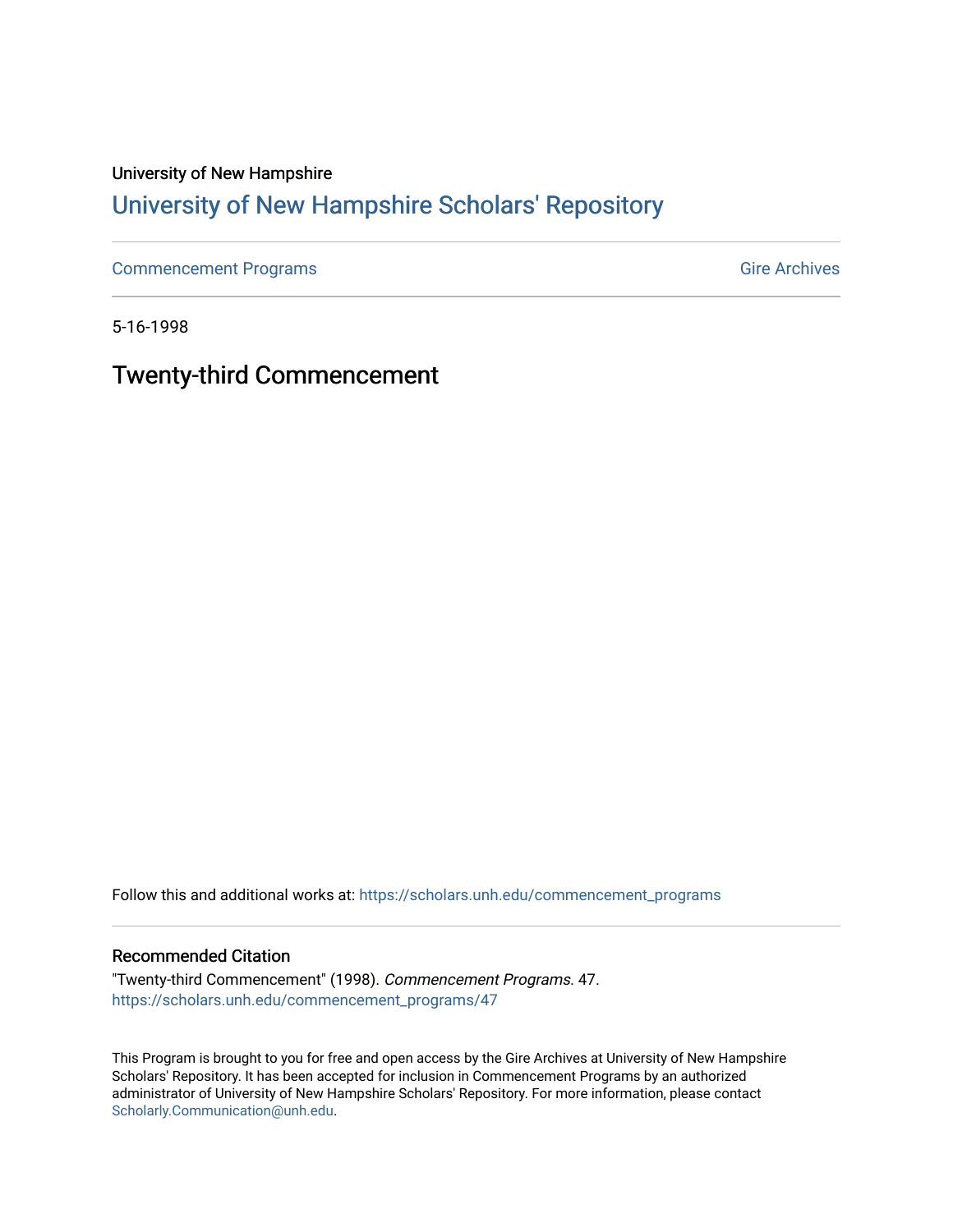University of New Hampshire

# University of New Hampshire Scholars' Repository

Commencement Programs | Gire Archives

5-16-1998

## Twenty-third Commencement

Follow this and additional works at: https://scholars.unh.edu/commencement_programs

### Recommended Citation

"Twenty-third Commencement" (1998). *Commencement Programs*. 47.
https://scholars.unh.edu/commencement_programs/47

This Program is brought to you for free and open access by the Gire Archives at University of New Hampshire Scholars' Repository. It has been accepted for inclusion in Commencement Programs by an authorized administrator of University of New Hampshire Scholars' Repository. For more information, please contact Scholarly.Communication@unh.edu.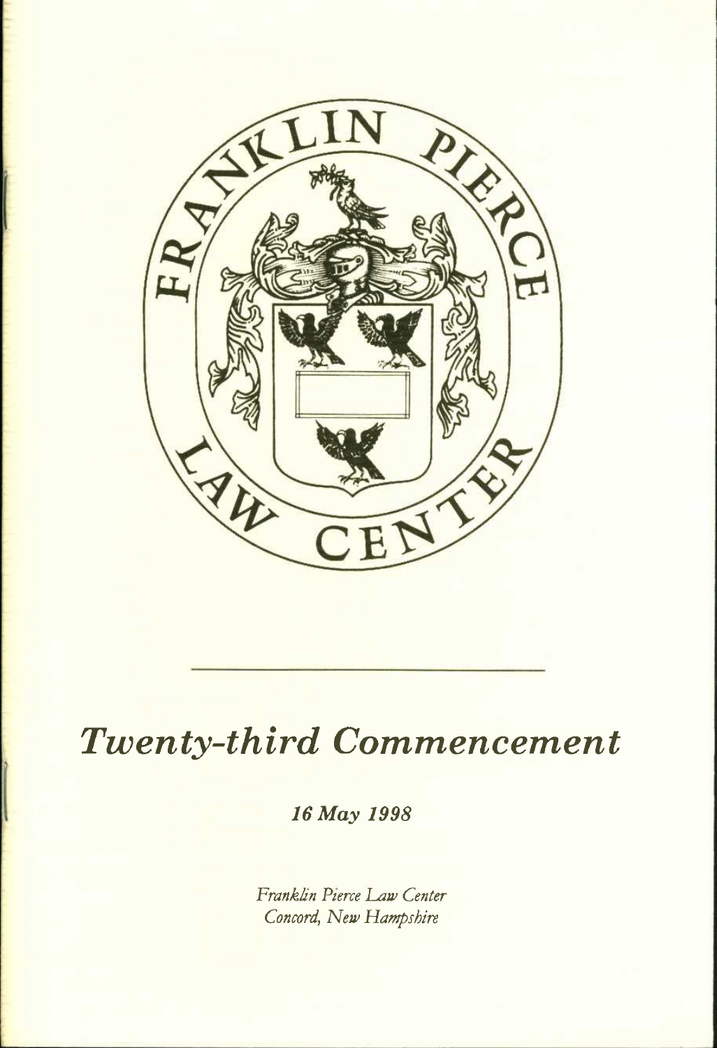FRANKLIN PIERCE LAW CENTER

# Twenty-third Commencement

*16 May 1998*

*Franklin Pierce Law Center*
*Concord, New Hampshire*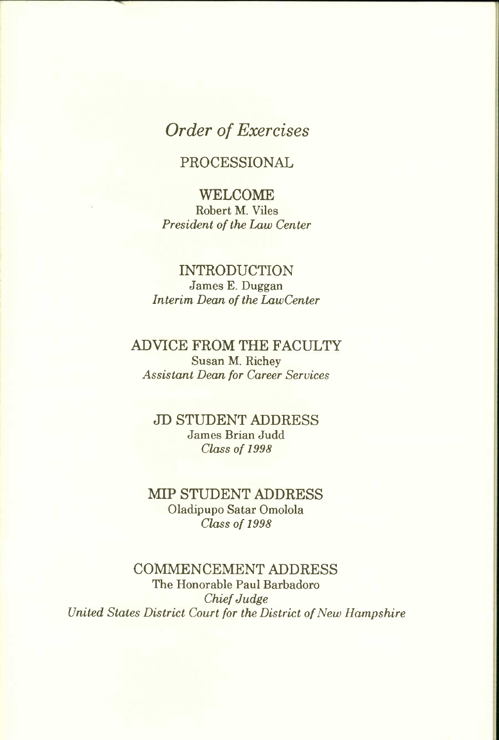# *Order of Exercises*

## PROCESSIONAL

## WELCOME

Robert M. Viles
*President of the Law Center*

## INTRODUCTION

James E. Duggan
*Interim Dean of the LawCenter*

## ADVICE FROM THE FACULTY

Susan M. Richey
*Assistant Dean for Career Services*

## JD STUDENT ADDRESS

James Brian Judd
*Class of 1998*

## MIP STUDENT ADDRESS

Oladipupo Satar Omolola
*Class of 1998*

## COMMENCEMENT ADDRESS

The Honorable Paul Barbadoro
*Chief Judge*
*United States District Court for the District of New Hampshire*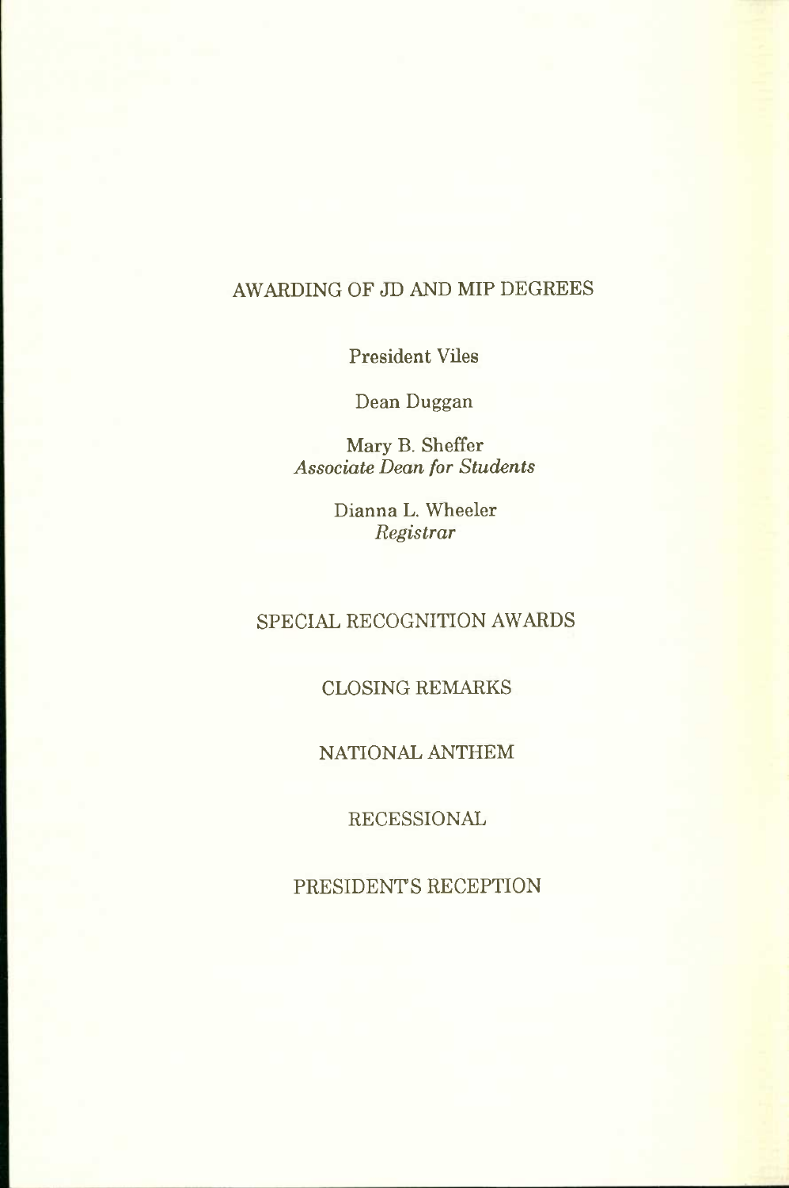## AWARDING OF JD AND MIP DEGREES

President Viles

Dean Duggan

Mary B. Sheffer
*Associate Dean for Students*

Dianna L. Wheeler
*Registrar*

## SPECIAL RECOGNITION AWARDS

## CLOSING REMARKS

## NATIONAL ANTHEM

## RECESSIONAL

## PRESIDENT'S RECEPTION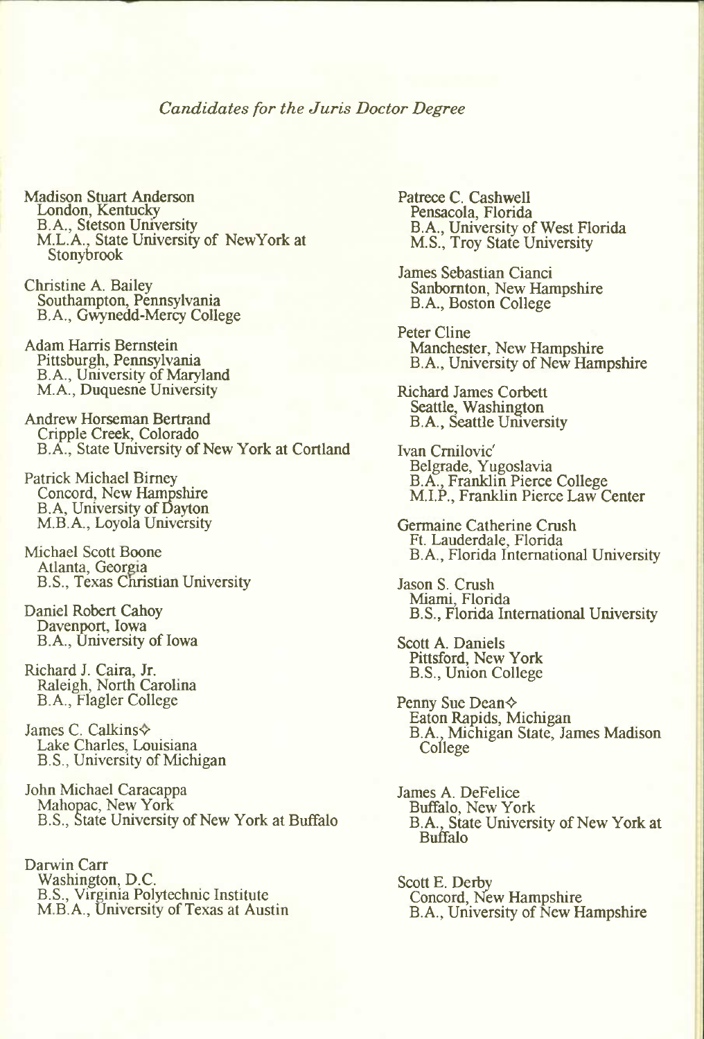*Candidates for the Juris Doctor Degree*

Madison Stuart Anderson
London, Kentucky
B.A., Stetson University
M.L.A., State University of NewYork at Stonybrook

Christine A. Bailey
Southampton, Pennsylvania
B.A., Gwynedd-Mercy College

Adam Harris Bernstein
Pittsburgh, Pennsylvania
B.A., University of Maryland
M.A., Duquesne University

Andrew Horseman Bertrand
Cripple Creek, Colorado
B.A., State University of New York at Cortland

Patrick Michael Birney
Concord, New Hampshire
B.A, University of Dayton
M.B.A., Loyola University

Michael Scott Boone
Atlanta, Georgia
B.S., Texas Christian University

Daniel Robert Cahoy
Davenport, Iowa
B.A., University of Iowa

Richard J. Caira, Jr.
Raleigh, North Carolina
B.A., Flagler College

James C. Calkins◇
Lake Charles, Louisiana
B.S., University of Michigan

John Michael Caracappa
Mahopac, New York
B.S., State University of New York at Buffalo

Darwin Carr
Washington, D.C.
B.S., Virginia Polytechnic Institute
M.B.A., University of Texas at Austin

Patrece C. Cashwell
Pensacola, Florida
B.A., University of West Florida
M.S., Troy State University

James Sebastian Cianci
Sanbornton, New Hampshire
B.A., Boston College

Peter Cline
Manchester, New Hampshire
B.A., University of New Hampshire

Richard James Corbett
Seattle, Washington
B.A., Seattle University

Ivan Crnilovic′
Belgrade, Yugoslavia
B.A., Franklin Pierce College
M.I.P., Franklin Pierce Law Center

Germaine Catherine Crush
Ft. Lauderdale, Florida
B.A., Florida International University

Jason S. Crush
Miami, Florida
B.S., Florida International University

Scott A. Daniels
Pittsford, New York
B.S., Union College

Penny Sue Dean◇
Eaton Rapids, Michigan
B.A., Michigan State, James Madison College

James A. DeFelice
Buffalo, New York
B.A., State University of New York at Buffalo

Scott E. Derby
Concord, New Hampshire
B.A., University of New Hampshire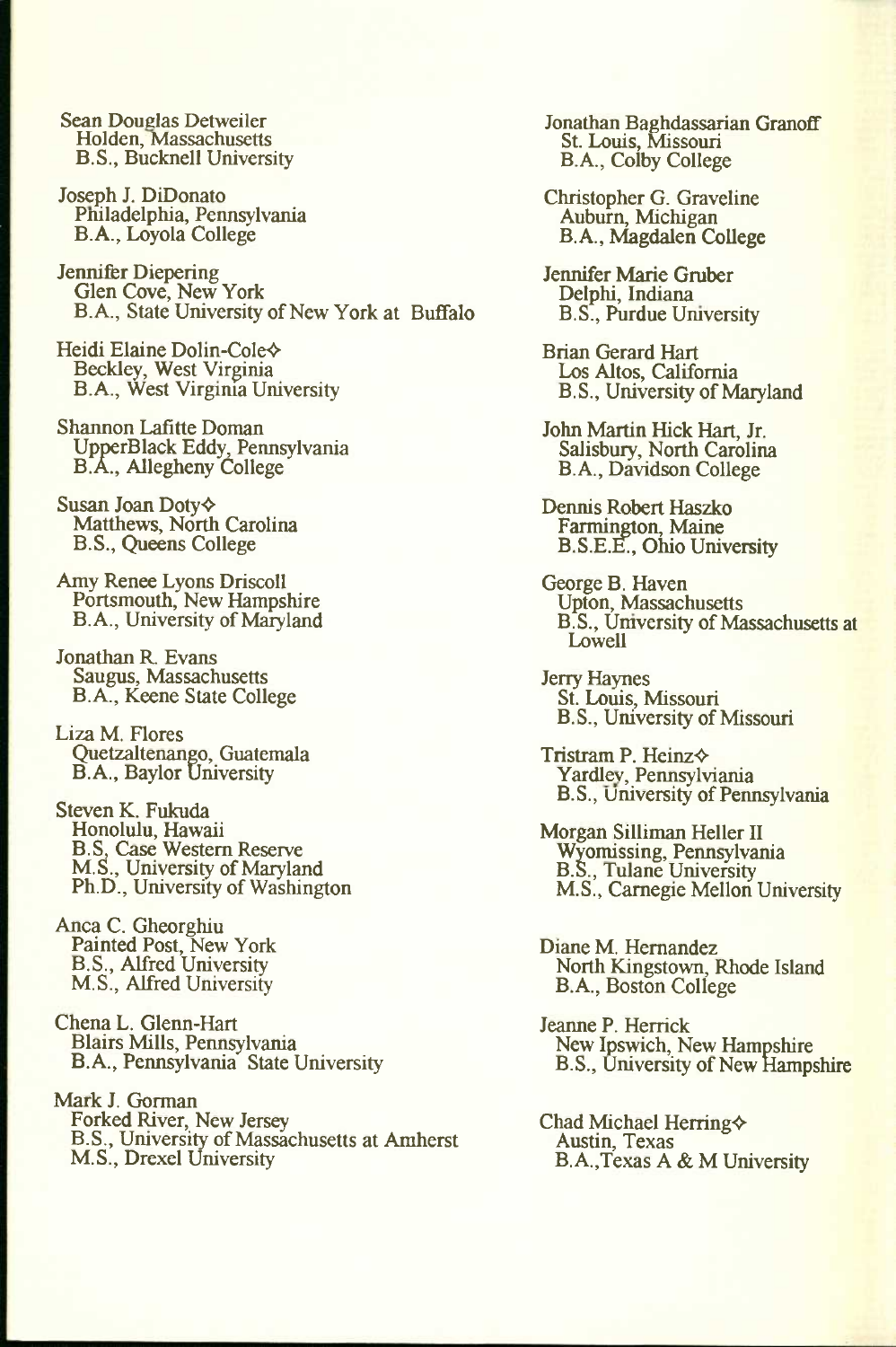Sean Douglas Detweiler
Holden, Massachusetts
B.S., Bucknell University

Joseph J. DiDonato
Philadelphia, Pennsylvania
B.A., Loyola College

Jennifer Diepering
Glen Cove, New York
B.A., State University of New York at Buffalo

Heidi Elaine Dolin-Cole◇
Beckley, West Virginia
B.A., West Virginia University

Shannon Lafitte Doman
UpperBlack Eddy, Pennsylvania
B.A., Allegheny College

Susan Joan Doty◇
Matthews, North Carolina
B.S., Queens College

Amy Renee Lyons Driscoll
Portsmouth, New Hampshire
B.A., University of Maryland

Jonathan R. Evans
Saugus, Massachusetts
B.A., Keene State College

Liza M. Flores
Quetzaltenango, Guatemala
B.A., Baylor University

Steven K. Fukuda
Honolulu, Hawaii
B.S, Case Western Reserve
M.S., University of Maryland
Ph.D., University of Washington

Anca C. Gheorghiu
Painted Post, New York
B.S., Alfred University
M.S., Alfred University

Chena L. Glenn-Hart
Blairs Mills, Pennsylvania
B.A., Pennsylvania State University

Mark J. Gorman
Forked River, New Jersey
B.S., University of Massachusetts at Amherst
M.S., Drexel University

Jonathan Baghdassarian Granoff
St. Louis, Missouri
B.A., Colby College

Christopher G. Graveline
Auburn, Michigan
B.A., Magdalen College

Jennifer Marie Gruber
Delphi, Indiana
B.S., Purdue University

Brian Gerard Hart
Los Altos, California
B.S., University of Maryland

John Martin Hick Hart, Jr.
Salisbury, North Carolina
B.A., Davidson College

Dennis Robert Haszko
Farmington, Maine
B.S.E.E., Ohio University

George B. Haven
Upton, Massachusetts
B.S., University of Massachusetts at Lowell

Jerry Haynes
St. Louis, Missouri
B.S., University of Missouri

Tristram P. Heinz◇
Yardley, Pennsylviania
B.S., University of Pennsylvania

Morgan Silliman Heller II
Wyomissing, Pennsylvania
B.S., Tulane University
M.S., Carnegie Mellon University

Diane M. Hernandez
North Kingstown, Rhode Island
B.A., Boston College

Jeanne P. Herrick
New Ipswich, New Hampshire
B.S., University of New Hampshire

Chad Michael Herring◇
Austin, Texas
B.A.,Texas A & M University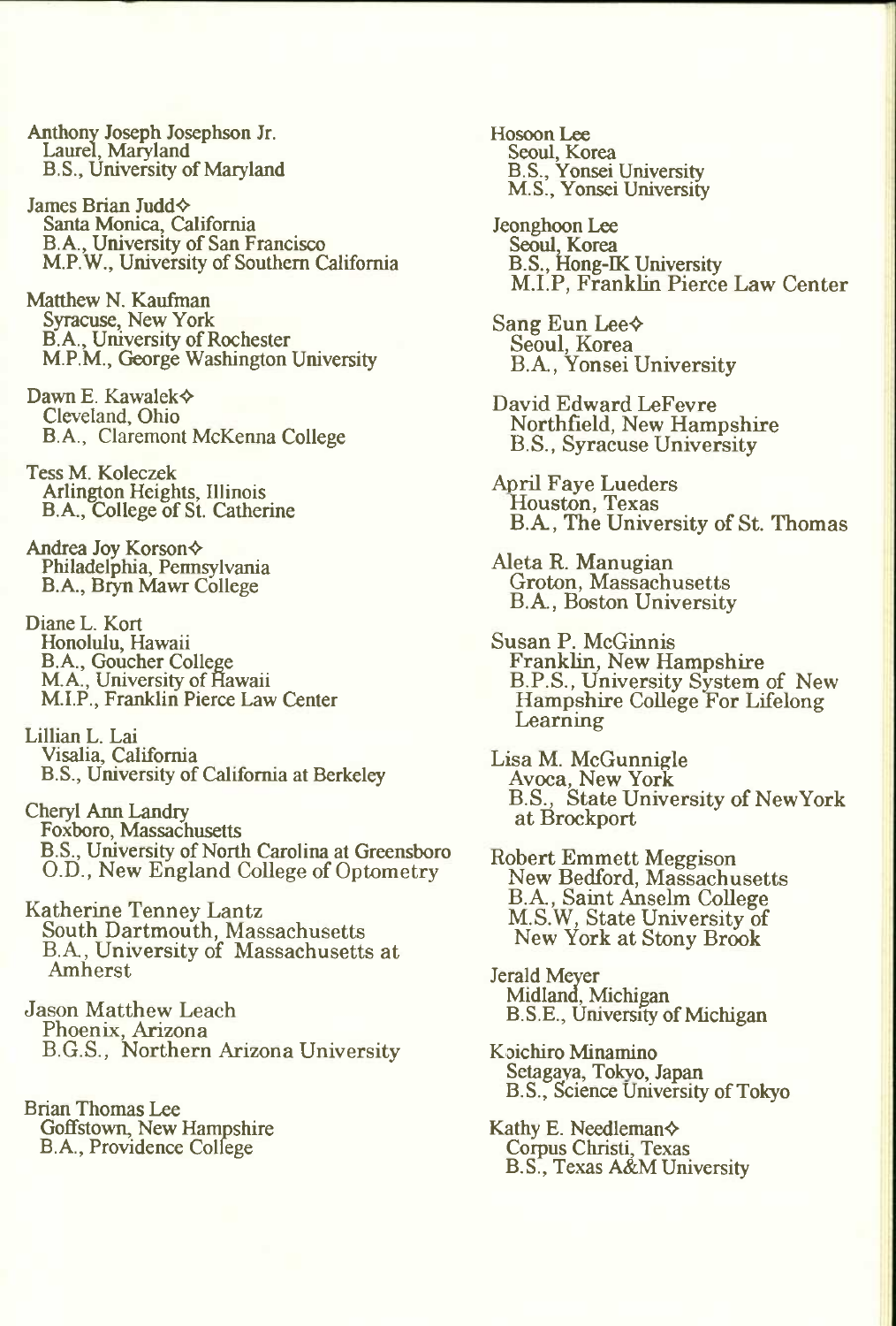Anthony Joseph Josephson Jr.
Laurel, Maryland
B.S., University of Maryland

James Brian Judd◇
Santa Monica, California
B.A., University of San Francisco
M.P.W., University of Southern California

Matthew N. Kaufman
Syracuse, New York
B.A., University of Rochester
M.P.M., George Washington University

Dawn E. Kawalek◇
Cleveland, Ohio
B.A., Claremont McKenna College

Tess M. Koleczek
Arlington Heights, Illinois
B.A., College of St. Catherine

Andrea Joy Korson◇
Philadelphia, Pennsylvania
B.A., Bryn Mawr College

Diane L. Kort
Honolulu, Hawaii
B.A., Goucher College
M.A., University of Hawaii
M.I.P., Franklin Pierce Law Center

Lillian L. Lai
Visalia, California
B.S., University of California at Berkeley

Cheryl Ann Landry
Foxboro, Massachusetts
B.S., University of North Carolina at Greensboro
O.D., New England College of Optometry

Katherine Tenney Lantz
South Dartmouth, Massachusetts
B.A., University of Massachusetts at Amherst

Jason Matthew Leach
Phoenix, Arizona
B.G.S., Northern Arizona University

Brian Thomas Lee
Goffstown, New Hampshire
B.A., Providence College

Hosoon Lee
Seoul, Korea
B.S., Yonsei University
M.S., Yonsei University

Jeonghoon Lee
Seoul, Korea
B.S., Hong-IK University
M.I.P, Franklin Pierce Law Center

Sang Eun Lee◇
Seoul, Korea
B.A., Yonsei University

David Edward LeFevre
Northfield, New Hampshire
B.S., Syracuse University

April Faye Lueders
Houston, Texas
B.A., The University of St. Thomas

Aleta R. Manugian
Groton, Massachusetts
B.A., Boston University

Susan P. McGinnis
Franklin, New Hampshire
B.P.S., University System of New Hampshire College For Lifelong Learning

Lisa M. McGunnigle
Avoca, New York
B.S., State University of NewYork at Brockport

Robert Emmett Meggison
New Bedford, Massachusetts
B.A., Saint Anselm College
M.S.W, State University of New York at Stony Brook

Jerald Meyer
Midland, Michigan
B.S.E., University of Michigan

Koichiro Minamino
Setagaya, Tokyo, Japan
B.S., Science University of Tokyo

Kathy E. Needleman◇
Corpus Christi, Texas
B.S., Texas A&M University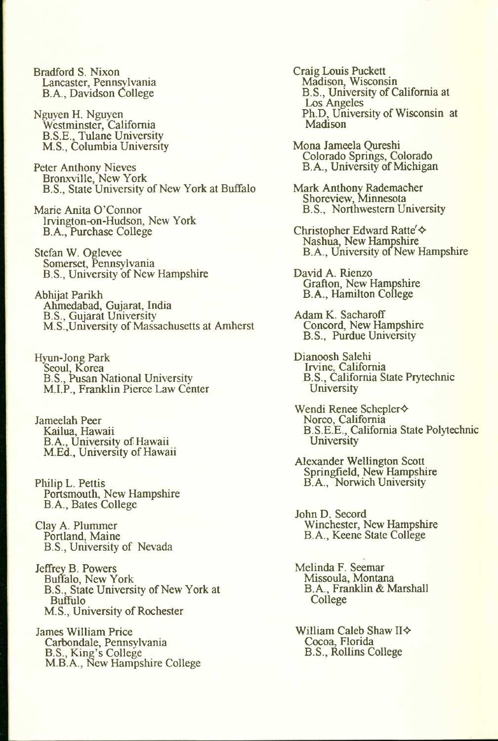Bradford S. Nixon
Lancaster, Pennsylvania
B.A., Davidson College

Nguyen H. Nguyen
Westminster, California
B.S.E., Tulane University
M.S., Columbia University

Peter Anthony Nieves
Bronxville, New York
B.S., State University of New York at Buffalo

Marie Anita O'Connor
Irvington-on-Hudson, New York
B.A., Purchase College

Stefan W. Oglevee
Somerset, Pennsylvania
B.S., University of New Hampshire

Abhijat Parikh
Ahmedabad, Gujarat, India
B.S., Gujarat University
M.S.,University of Massachusetts at Amherst

Hyun-Jong Park
Seoul, Korea
B.S., Pusan National University
M.I.P., Franklin Pierce Law Center

Jameelah Peer
Kailua, Hawaii
B.A., University of Hawaii
M.Ed., University of Hawaii

Philip L. Pettis
Portsmouth, New Hampshire
B.A., Bates College

Clay A. Plummer
Portland, Maine
B.S., University of Nevada

Jeffrey B. Powers
Buffalo, New York
B.S., State University of New York at Buffulo
M.S., University of Rochester

James William Price
Carbondale, Pennsylvania
B.S., King's College
M.B.A., New Hampshire College

Craig Louis Puckett
Madison, Wisconsin
B.S., University of California at Los Angeles
Ph.D, University of Wisconsin at Madison

Mona Jameela Qureshi
Colorado Springs, Colorado
B.A., University of Michigan

Mark Anthony Rademacher
Shoreview, Minnesota
B.S., Northwestern University

Christopher Edward Ratte'◇
Nashua, New Hampshire
B.A., University of New Hampshire

David A. Rienzo
Grafton, New Hampshire
B.A., Hamilton College

Adam K. Sacharoff
Concord, New Hampshire
B.S., Purdue University

Dianoosh Salehi
Irvine, California
B.S., California State Prytechnic University

Wendi Renee Schepler◇
Norco, California
B.S.E.E., California State Polytechnic University

Alexander Wellington Scott
Springfield, New Hampshire
B.A., Norwich University

John D. Secord
Winchester, New Hampshire
B.A., Keene State College

Melinda F. Seemar
Missoula, Montana
B.A., Franklin & Marshall College

William Caleb Shaw II◇
Cocoa, Florida
B.S., Rollins College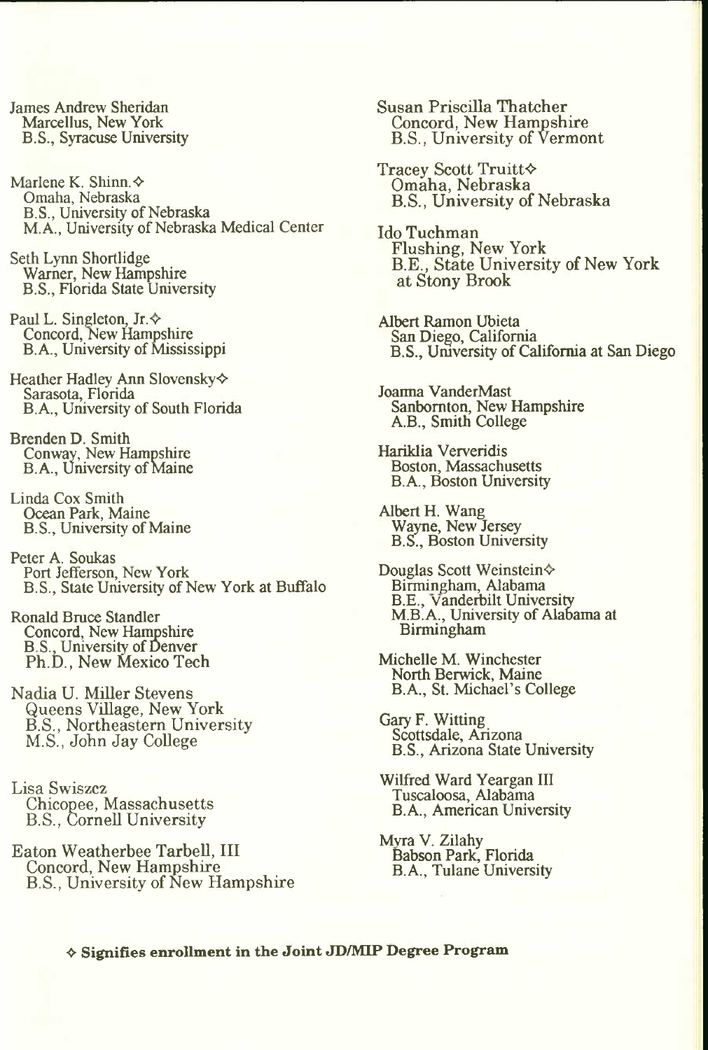James Andrew Sheridan
Marcellus, New York
B.S., Syracuse University

Marlene K. Shinn.✧
Omaha, Nebraska
B.S., University of Nebraska
M.A., University of Nebraska Medical Center

Seth Lynn Shortlidge
Warner, New Hampshire
B.S., Florida State University

Paul L. Singleton, Jr.✧
Concord, New Hampshire
B.A., University of Mississippi

Heather Hadley Ann Slovensky✧
Sarasota, Florida
B.A., University of South Florida

Brenden D. Smith
Conway, New Hampshire
B.A., University of Maine

Linda Cox Smith
Ocean Park, Maine
B.S., University of Maine

Peter A. Soukas
Port Jefferson, New York
B.S., State University of New York at Buffalo

Ronald Bruce Standler
Concord, New Hampshire
B.S., University of Denver
Ph.D., New Mexico Tech

Nadia U. Miller Stevens
Queens Village, New York
B.S., Northeastern University
M.S., John Jay College

Lisa Swiszcz
Chicopee, Massachusetts
B.S., Cornell University

Eaton Weatherbee Tarbell, III
Concord, New Hampshire
B.S., University of New Hampshire

Susan Priscilla Thatcher
Concord, New Hampshire
B.S., University of Vermont

Tracey Scott Truitt✧
Omaha, Nebraska
B.S., University of Nebraska

Ido Tuchman
Flushing, New York
B.E., State University of New York at Stony Brook

Albert Ramon Ubieta
San Diego, California
B.S., University of California at San Diego

Joanna VanderMast
Sanbornton, New Hampshire
A.B., Smith College

Hariklia Ververidis
Boston, Massachusetts
B.A., Boston University

Albert H. Wang
Wayne, New Jersey
B.S., Boston University

Douglas Scott Weinstein✧
Birmingham, Alabama
B.E., Vanderbilt University
M.B.A., University of Alabama at Birmingham

Michelle M. Winchester
North Berwick, Maine
B.A., St. Michael's College

Gary F. Witting
Scottsdale, Arizona
B.S., Arizona State University

Wilfred Ward Yeargan III
Tuscaloosa, Alabama
B.A., American University

Myra V. Zilahy
Babson Park, Florida
B.A., Tulane University

**✧ Signifies enrollment in the Joint JD/MIP Degree Program**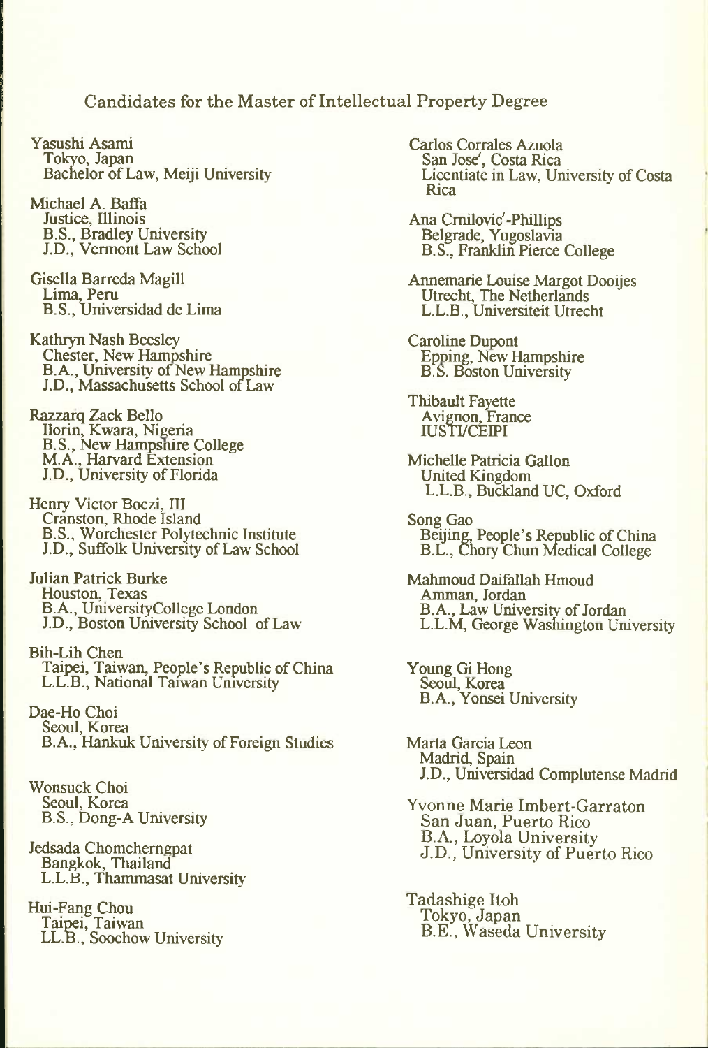## Candidates for the Master of Intellectual Property Degree

Yasushi Asami
Tokyo, Japan
Bachelor of Law, Meiji University

Michael A. Baffa
Justice, Illinois
B.S., Bradley University
J.D., Vermont Law School

Gisella Barreda Magill
Lima, Peru
B.S., Universidad de Lima

Kathryn Nash Beesley
Chester, New Hampshire
B.A., University of New Hampshire
J.D., Massachusetts School of Law

Razzarq Zack Bello
Ilorin, Kwara, Nigeria
B.S., New Hampshire College
M.A., Harvard Extension
J.D., University of Florida

Henry Victor Boezi, III
Cranston, Rhode Island
B.S., Worchester Polytechnic Institute
J.D., Suffolk University of Law School

Julian Patrick Burke
Houston, Texas
B.A., UniversityCollege London
J.D., Boston University School of Law

Bih-Lih Chen
Taipei, Taiwan, People's Republic of China
L.L.B., National Taiwan University

Dae-Ho Choi
Seoul, Korea
B.A., Hankuk University of Foreign Studies

Wonsuck Choi
Seoul, Korea
B.S., Dong-A University

Jedsada Chomcherngpat
Bangkok, Thailand
L.L.B., Thammasat University

Hui-Fang Chou
Taipei, Taiwan
LL.B., Soochow University

Carlos Corrales Azuola
San José, Costa Rica
Licentiate in Law, University of Costa Rica

Ana Crnilović-Phillips
Belgrade, Yugoslavia
B.S., Franklin Pierce College

Annemarie Louise Margot Dooijes
Utrecht, The Netherlands
L.L.B., Universiteit Utrecht

Caroline Dupont
Epping, New Hampshire
B.S. Boston University

Thibault Fayette
Avignon, France
IUSTI/CEIPI

Michelle Patricia Gallon
United Kingdom
L.L.B., Buckland UC, Oxford

Song Gao
Beijing, People's Republic of China
B.L., Chory Chun Medical College

Mahmoud Daifallah Hmoud
Amman, Jordan
B.A., Law University of Jordan
L.L.M, George Washington University

Young Gi Hong
Seoul, Korea
B.A., Yonsei University

Marta Garcia Leon
Madrid, Spain
J.D., Universidad Complutense Madrid

Yvonne Marie Imbert-Garraton
San Juan, Puerto Rico
B.A., Loyola University
J.D., University of Puerto Rico

Tadashige Itoh
Tokyo, Japan
B.E., Waseda University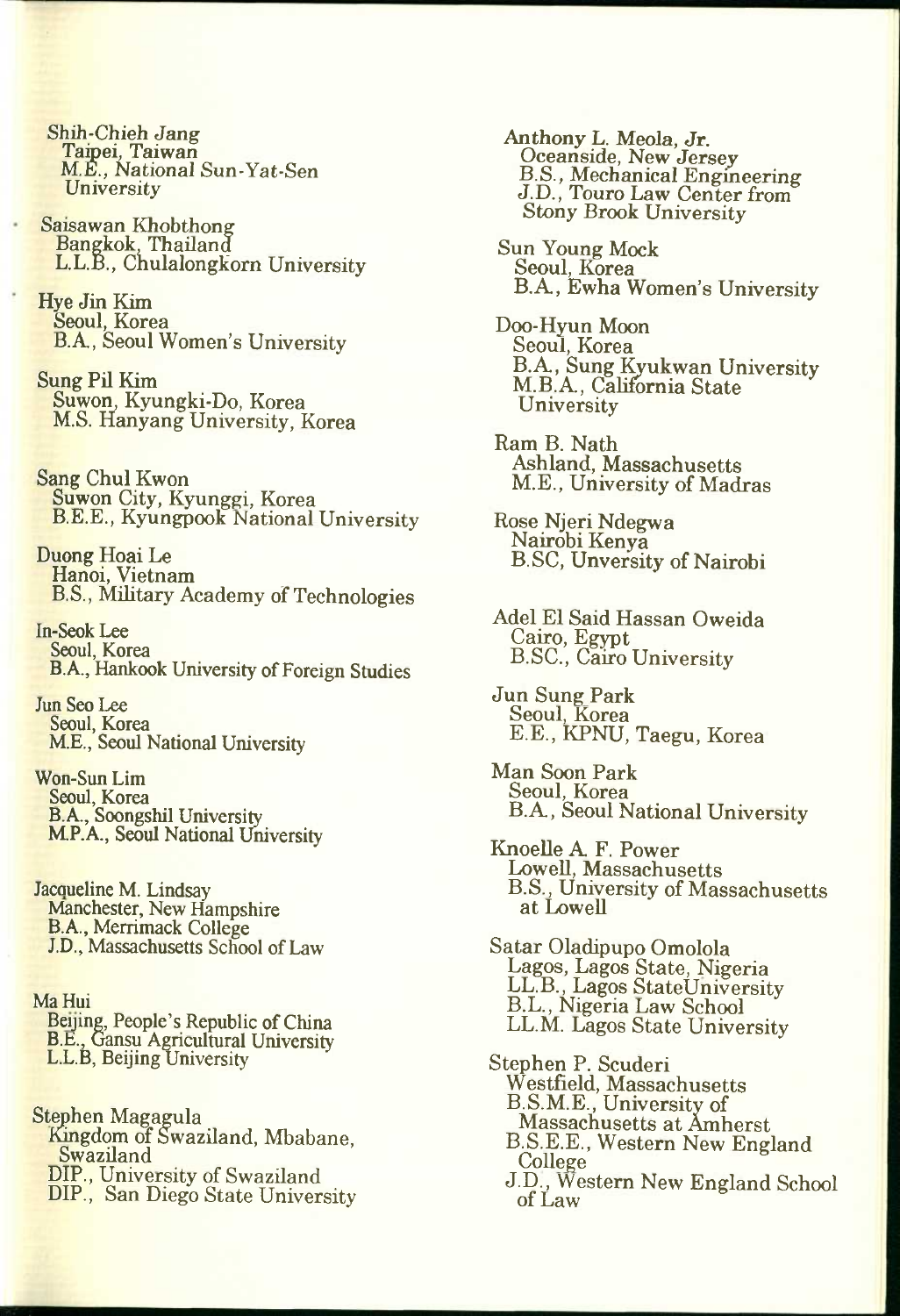Shih-Chieh Jang
Taipei, Taiwan
M.E., National Sun-Yat-Sen University

Saisawan Khobthong
Bangkok, Thailand
L.L.B., Chulalongkorn University

Hye Jin Kim
Seoul, Korea
B.A., Seoul Women's University

Sung Pil Kim
Suwon, Kyungki-Do, Korea
M.S. Hanyang University, Korea

Sang Chul Kwon
Suwon City, Kyunggi, Korea
B.E.E., Kyungpook National University

Duong Hoai Le
Hanoi, Vietnam
B.S., Military Academy of Technologies

In-Seok Lee
Seoul, Korea
B.A., Hankook University of Foreign Studies

Jun Seo Lee
Seoul, Korea
M.E., Seoul National University

Won-Sun Lim
Seoul, Korea
B.A., Soongshil University
M.P.A., Seoul National University

Jacqueline M. Lindsay
Manchester, New Hampshire
B.A., Merrimack College
J.D., Massachusetts School of Law

Ma Hui
Beijing, People's Republic of China
B.E., Gansu Agricultural University
L.L.B, Beijing University

Stephen Magagula
Kingdom of Swaziland, Mbabane, Swaziland
DIP., University of Swaziland
DIP., San Diego State University

Anthony L. Meola, Jr.
Oceanside, New Jersey
B.S., Mechanical Engineering
J.D., Touro Law Center from Stony Brook University

Sun Young Mock
Seoul, Korea
B.A., Ewha Women's University

Doo-Hyun Moon
Seoul, Korea
B.A., Sung Kyukwan University
M.B.A., California State University

Ram B. Nath
Ashland, Massachusetts
M.E., University of Madras

Rose Njeri Ndegwa
Nairobi Kenya
B.SC, Unversity of Nairobi

Adel El Said Hassan Oweida
Cairo, Egypt
B.SC., Cairo University

Jun Sung Park
Seoul, Korea
E.E., KPNU, Taegu, Korea

Man Soon Park
Seoul, Korea
B.A., Seoul National University

Knoelle A. F. Power
Lowell, Massachusetts
B.S., University of Massachusetts at Lowell

Satar Oladipupo Omolola
Lagos, Lagos State, Nigeria
LL.B., Lagos StateUniversity
B.L., Nigeria Law School
LL.M. Lagos State University

Stephen P. Scuderi
Westfield, Massachusetts
B.S.M.E., University of Massachusetts at Amherst
B.S.E.E., Western New England College
J.D., Western New England School of Law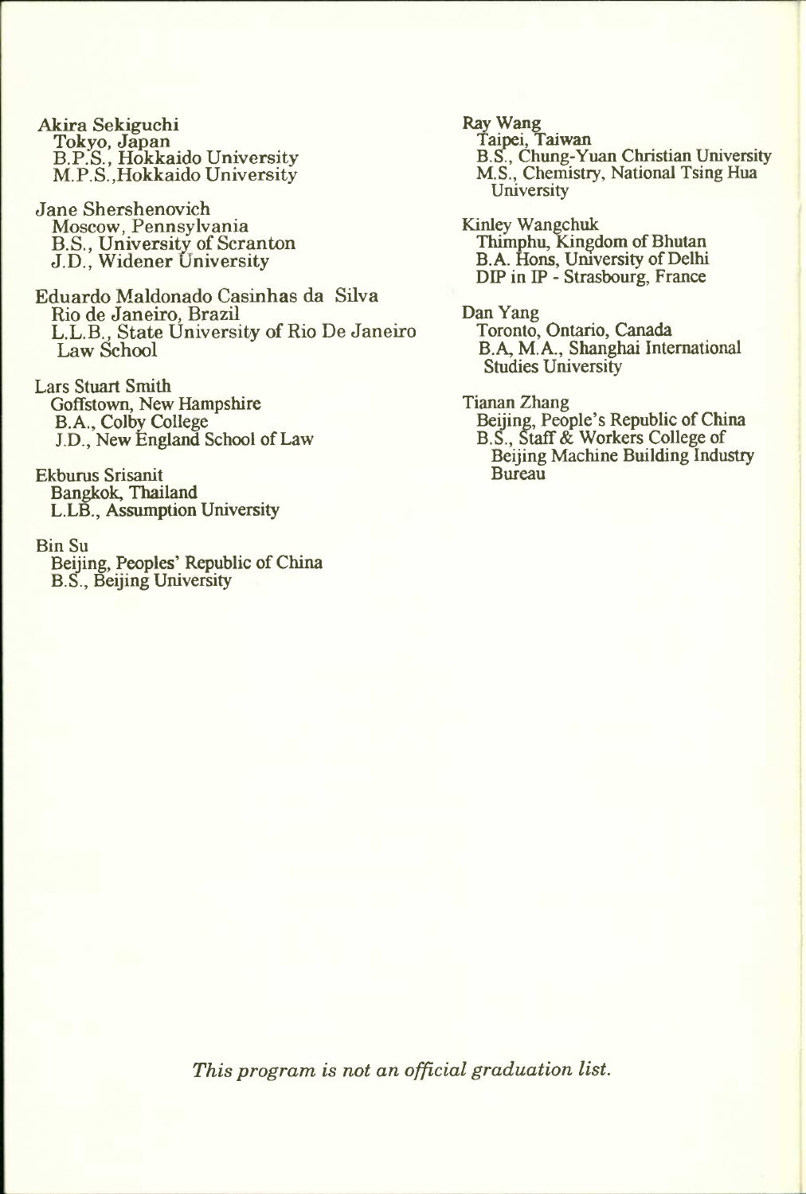Akira Sekiguchi
Tokyo, Japan
B.P.S., Hokkaido University
M.P.S.,Hokkaido University

Jane Shershenovich
Moscow, Pennsylvania
B.S., University of Scranton
J.D., Widener University

Eduardo Maldonado Casinhas da Silva
Rio de Janeiro, Brazil
L.L.B., State University of Rio De Janeiro Law School

Lars Stuart Smith
Goffstown, New Hampshire
B.A., Colby College
J.D., New England School of Law

Ekburus Srisanit
Bangkok, Thailand
L.LB., Assumption University

Bin Su
Beijing, Peoples' Republic of China
B.S., Beijing University

Ray Wang
Taipei, Taiwan
B.S., Chung-Yuan Christian University
M.S., Chemistry, National Tsing Hua University

Kinley Wangchuk
Thimphu, Kingdom of Bhutan
B.A. Hons, University of Delhi
DIP in IP - Strasbourg, France

Dan Yang
Toronto, Ontario, Canada
B.A, M.A., Shanghai International Studies University

Tianan Zhang
Beijing, People's Republic of China
B.S., Staff & Workers College of Beijing Machine Building Industry Bureau

*This program is not an official graduation list.*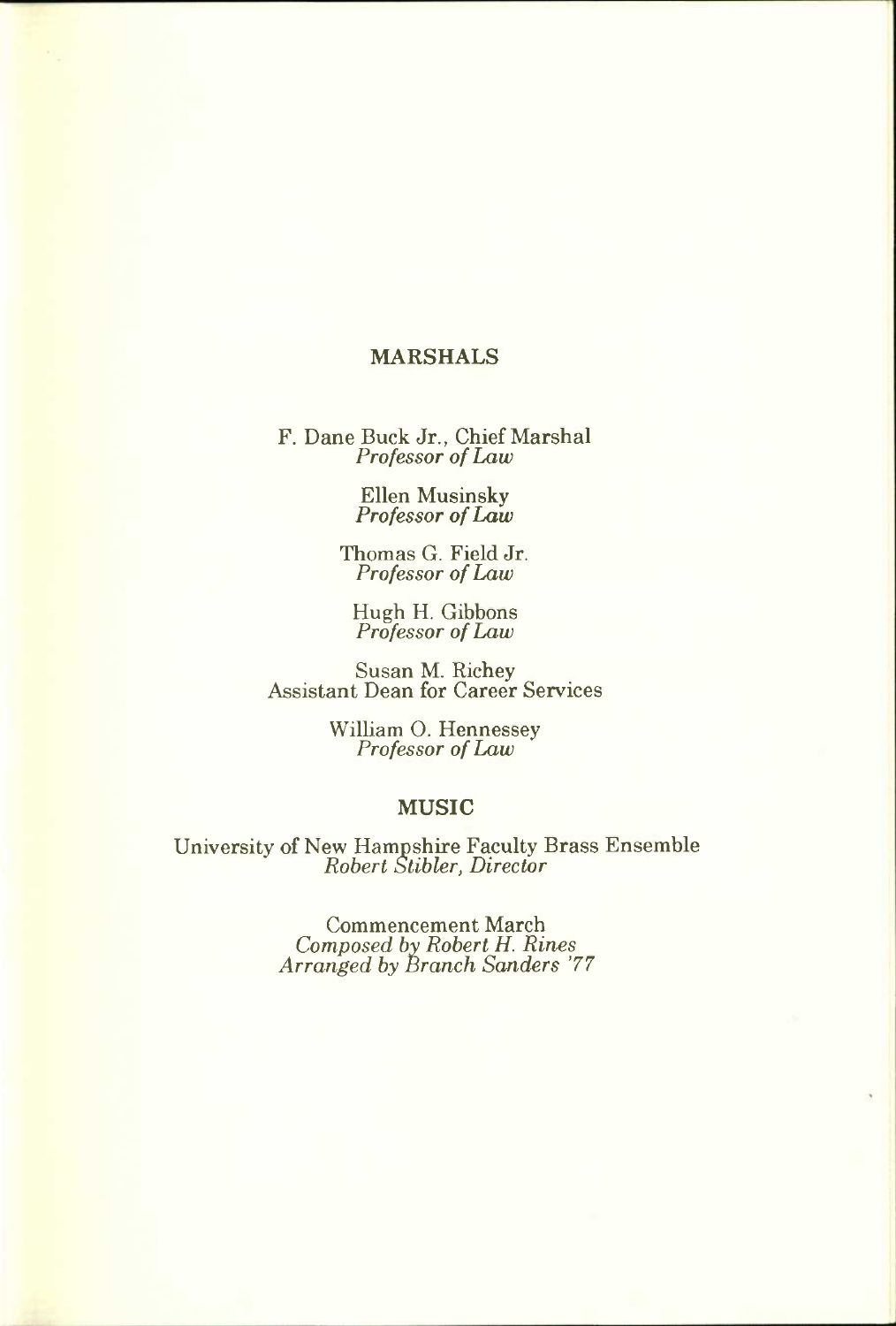## MARSHALS

F. Dane Buck Jr., Chief Marshal
*Professor of Law*

Ellen Musinsky
*Professor of Law*

Thomas G. Field Jr.
*Professor of Law*

Hugh H. Gibbons
*Professor of Law*

Susan M. Richey
Assistant Dean for Career Services

William O. Hennessey
*Professor of Law*

## MUSIC

University of New Hampshire Faculty Brass Ensemble
*Robert Stibler, Director*

Commencement March
*Composed by Robert H. Rines*
*Arranged by Branch Sanders '77*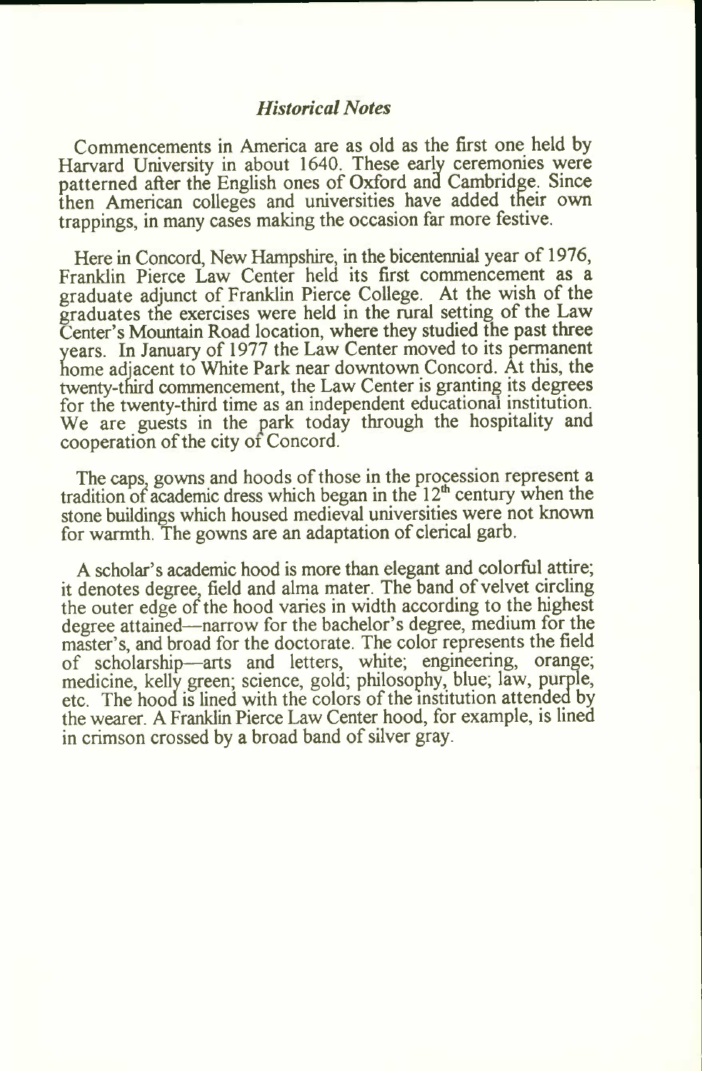## *Historical Notes*

Commencements in America are as old as the first one held by Harvard University in about 1640. These early ceremonies were patterned after the English ones of Oxford and Cambridge. Since then American colleges and universities have added their own trappings, in many cases making the occasion far more festive.

Here in Concord, New Hampshire, in the bicentennial year of 1976, Franklin Pierce Law Center held its first commencement as a graduate adjunct of Franklin Pierce College. At the wish of the graduates the exercises were held in the rural setting of the Law Center's Mountain Road location, where they studied the past three years. In January of 1977 the Law Center moved to its permanent home adjacent to White Park near downtown Concord. At this, the twenty-third commencement, the Law Center is granting its degrees for the twenty-third time as an independent educational institution. We are guests in the park today through the hospitality and cooperation of the city of Concord.

The caps, gowns and hoods of those in the procession represent a tradition of academic dress which began in the 12th century when the stone buildings which housed medieval universities were not known for warmth. The gowns are an adaptation of clerical garb.

A scholar's academic hood is more than elegant and colorful attire; it denotes degree, field and alma mater. The band of velvet circling the outer edge of the hood varies in width according to the highest degree attained—narrow for the bachelor's degree, medium for the master's, and broad for the doctorate. The color represents the field of scholarship—arts and letters, white; engineering, orange; medicine, kelly green; science, gold; philosophy, blue; law, purple, etc. The hood is lined with the colors of the institution attended by the wearer. A Franklin Pierce Law Center hood, for example, is lined in crimson crossed by a broad band of silver gray.